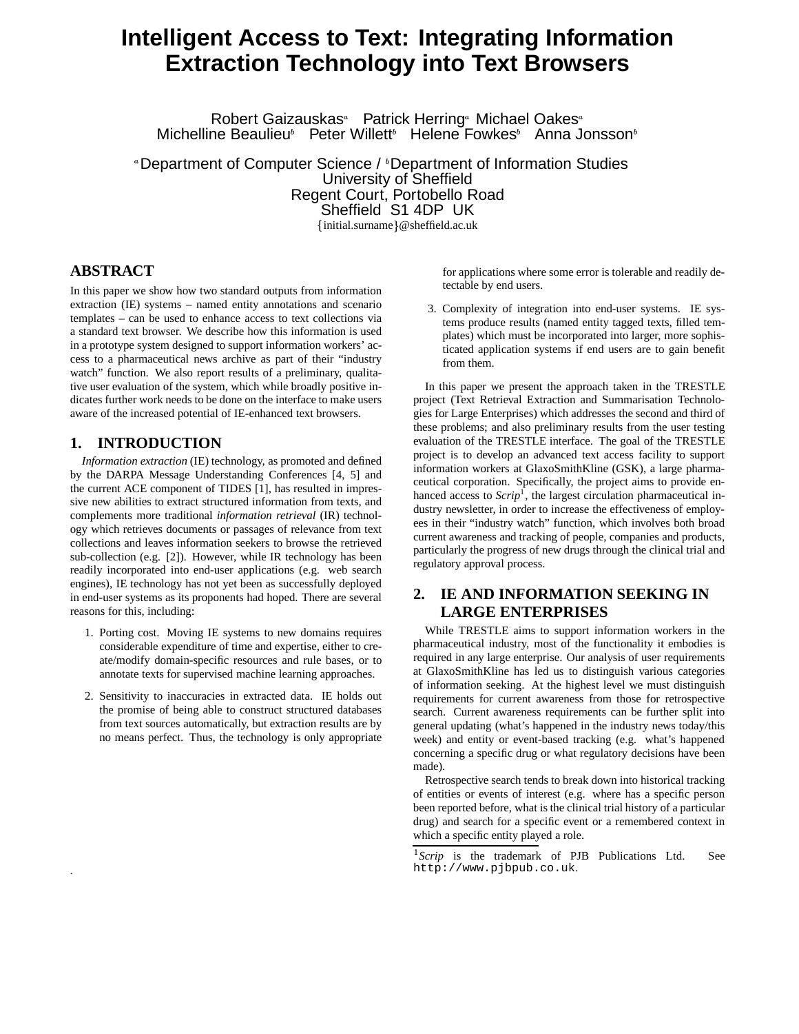# Intelligent Access to Text: Integrating Information Extraction Technology into Text Browsers

Robert Gaizauskas[a] Patrick Herring[a] Michael Oakes[a]
Michelline Beaulieu[b] Peter Willett[b] Helene Fowkes[b] Anna Jonsson[b]

[a] Department of Computer Science / [b] Department of Information Studies
University of Sheffield
Regent Court, Portobello Road
Sheffield S1 4DP UK
{initial.surname}@sheffield.ac.uk

## ABSTRACT

In this paper we show how two standard outputs from information extraction (IE) systems – named entity annotations and scenario templates – can be used to enhance access to text collections via a standard text browser. We describe how this information is used in a prototype system designed to support information workers' access to a pharmaceutical news archive as part of their "industry watch" function. We also report results of a preliminary, qualitative user evaluation of the system, which while broadly positive indicates further work needs to be done on the interface to make users aware of the increased potential of IE-enhanced text browsers.

## 1. INTRODUCTION

*Information extraction* (IE) technology, as promoted and defined by the DARPA Message Understanding Conferences [4, 5] and the current ACE component of TIDES [1], has resulted in impressive new abilities to extract structured information from texts, and complements more traditional *information retrieval* (IR) technology which retrieves documents or passages of relevance from text collections and leaves information seekers to browse the retrieved sub-collection (e.g. [2]). However, while IR technology has been readily incorporated into end-user applications (e.g. web search engines), IE technology has not yet been as successfully deployed in end-user systems as its proponents had hoped. There are several reasons for this, including:

1. Porting cost. Moving IE systems to new domains requires considerable expenditure of time and expertise, either to create/modify domain-specific resources and rule bases, or to annotate texts for supervised machine learning approaches.
2. Sensitivity to inaccuracies in extracted data. IE holds out the promise of being able to construct structured databases from text sources automatically, but extraction results are by no means perfect. Thus, the technology is only appropriate for applications where some error is tolerable and readily detectable by end users.
3. Complexity of integration into end-user systems. IE systems produce results (named entity tagged texts, filled templates) which must be incorporated into larger, more sophisticated application systems if end users are to gain benefit from them.

In this paper we present the approach taken in the TRESTLE project (Text Retrieval Extraction and Summarisation Technologies for Large Enterprises) which addresses the second and third of these problems; and also preliminary results from the user testing evaluation of the TRESTLE interface. The goal of the TRESTLE project is to develop an advanced text access facility to support information workers at GlaxoSmithKline (GSK), a large pharmaceutical corporation. Specifically, the project aims to provide enhanced access to *Scrip*[1], the largest circulation pharmaceutical industry newsletter, in order to increase the effectiveness of employees in their "industry watch" function, which involves both broad current awareness and tracking of people, companies and products, particularly the progress of new drugs through the clinical trial and regulatory approval process.

## 2. IE AND INFORMATION SEEKING IN LARGE ENTERPRISES

While TRESTLE aims to support information workers in the pharmaceutical industry, most of the functionality it embodies is required in any large enterprise. Our analysis of user requirements at GlaxoSmithKline has led us to distinguish various categories of information seeking. At the highest level we must distinguish requirements for current awareness from those for retrospective search. Current awareness requirements can be further split into general updating (what's happened in the industry news today/this week) and entity or event-based tracking (e.g. what's happened concerning a specific drug or what regulatory decisions have been made).

Retrospective search tends to break down into historical tracking of entities or events of interest (e.g. where has a specific person been reported before, what is the clinical trial history of a particular drug) and search for a specific event or a remembered context in which a specific entity played a role.

[1] *Scrip* is the trademark of PJB Publications Ltd. See `http://www.pjbpub.co.uk`.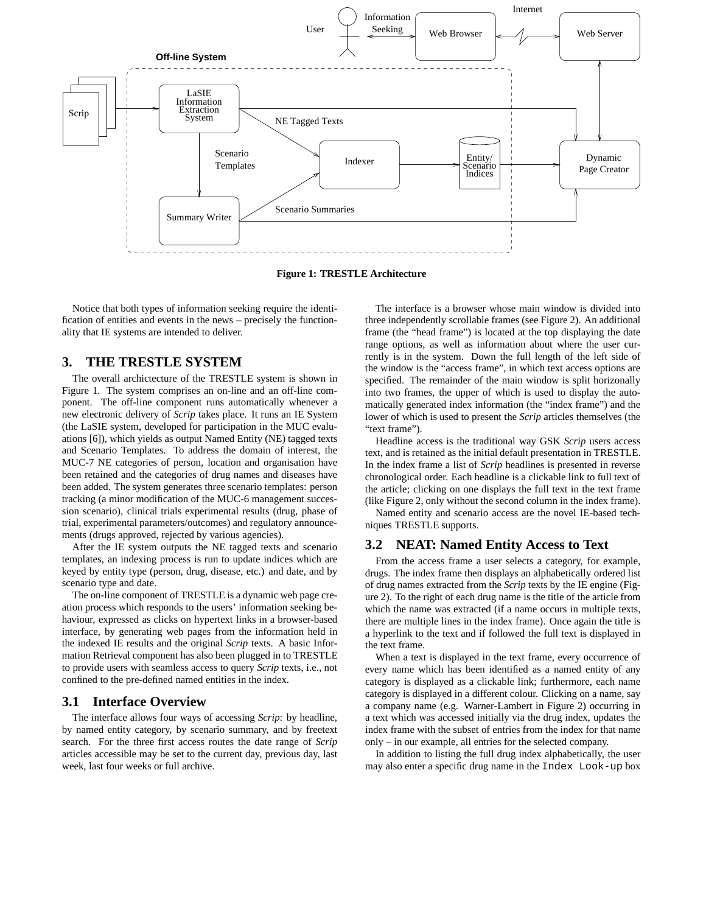Internet

Information Seeking

User

Web Browser

Web Server

Off-line System

Scrip

LaSIE Information Extraction System

NE Tagged Texts

Scenario Templates

Indexer

Entity/ Scenario Indices

Dynamic Page Creator

Summary Writer

Scenario Summaries

**Figure 1: TRESTLE Architecture**

Notice that both types of information seeking require the identification of entities and events in the news – precisely the functionality that IE systems are intended to deliver.

## 3. THE TRESTLE SYSTEM

The overall archictecture of the TRESTLE system is shown in Figure 1. The system comprises an on-line and an off-line component. The off-line component runs automatically whenever a new electronic delivery of *Scrip* takes place. It runs an IE System (the LaSIE system, developed for participation in the MUC evaluations [6]), which yields as output Named Entity (NE) tagged texts and Scenario Templates. To address the domain of interest, the MUC-7 NE categories of person, location and organisation have been retained and the categories of drug names and diseases have been added. The system generates three scenario templates: person tracking (a minor modification of the MUC-6 management succession scenario), clinical trials experimental results (drug, phase of trial, experimental parameters/outcomes) and regulatory announcements (drugs approved, rejected by various agencies).

After the IE system outputs the NE tagged texts and scenario templates, an indexing process is run to update indices which are keyed by entity type (person, drug, disease, etc.) and date, and by scenario type and date.

The on-line component of TRESTLE is a dynamic web page creation process which responds to the users' information seeking behaviour, expressed as clicks on hypertext links in a browser-based interface, by generating web pages from the information held in the indexed IE results and the original *Scrip* texts. A basic Information Retrieval component has also been plugged in to TRESTLE to provide users with seamless access to query *Scrip* texts, i.e., not confined to the pre-defined named entities in the index.

### 3.1 Interface Overview

The interface allows four ways of accessing *Scrip*: by headline, by named entity category, by scenario summary, and by freetext search. For the three first access routes the date range of *Scrip* articles accessible may be set to the current day, previous day, last week, last four weeks or full archive.

The interface is a browser whose main window is divided into three independently scrollable frames (see Figure 2). An additional frame (the "head frame") is located at the top displaying the date range options, as well as information about where the user currently is in the system. Down the full length of the left side of the window is the "access frame", in which text access options are specified. The remainder of the main window is split horizonally into two frames, the upper of which is used to display the automatically generated index information (the "index frame") and the lower of which is used to present the *Scrip* articles themselves (the "text frame").

Headline access is the traditional way GSK *Scrip* users access text, and is retained as the initial default presentation in TRESTLE. In the index frame a list of *Scrip* headlines is presented in reverse chronological order. Each headline is a clickable link to full text of the article; clicking on one displays the full text in the text frame (like Figure 2, only without the second column in the index frame).

Named entity and scenario access are the novel IE-based techniques TRESTLE supports.

### 3.2 NEAT: Named Entity Access to Text

From the access frame a user selects a category, for example, drugs. The index frame then displays an alphabetically ordered list of drug names extracted from the *Scrip* texts by the IE engine (Figure 2). To the right of each drug name is the title of the article from which the name was extracted (if a name occurs in multiple texts, there are multiple lines in the index frame). Once again the title is a hyperlink to the text and if followed the full text is displayed in the text frame.

When a text is displayed in the text frame, every occurrence of every name which has been identified as a named entity of any category is displayed as a clickable link; furthermore, each name category is displayed in a different colour. Clicking on a name, say a company name (e.g. Warner-Lambert in Figure 2) occurring in a text which was accessed initially via the drug index, updates the index frame with the subset of entries from the index for that name only – in our example, all entries for the selected company.

In addition to listing the full drug index alphabetically, the user may also enter a specific drug name in the `Index Look-up` box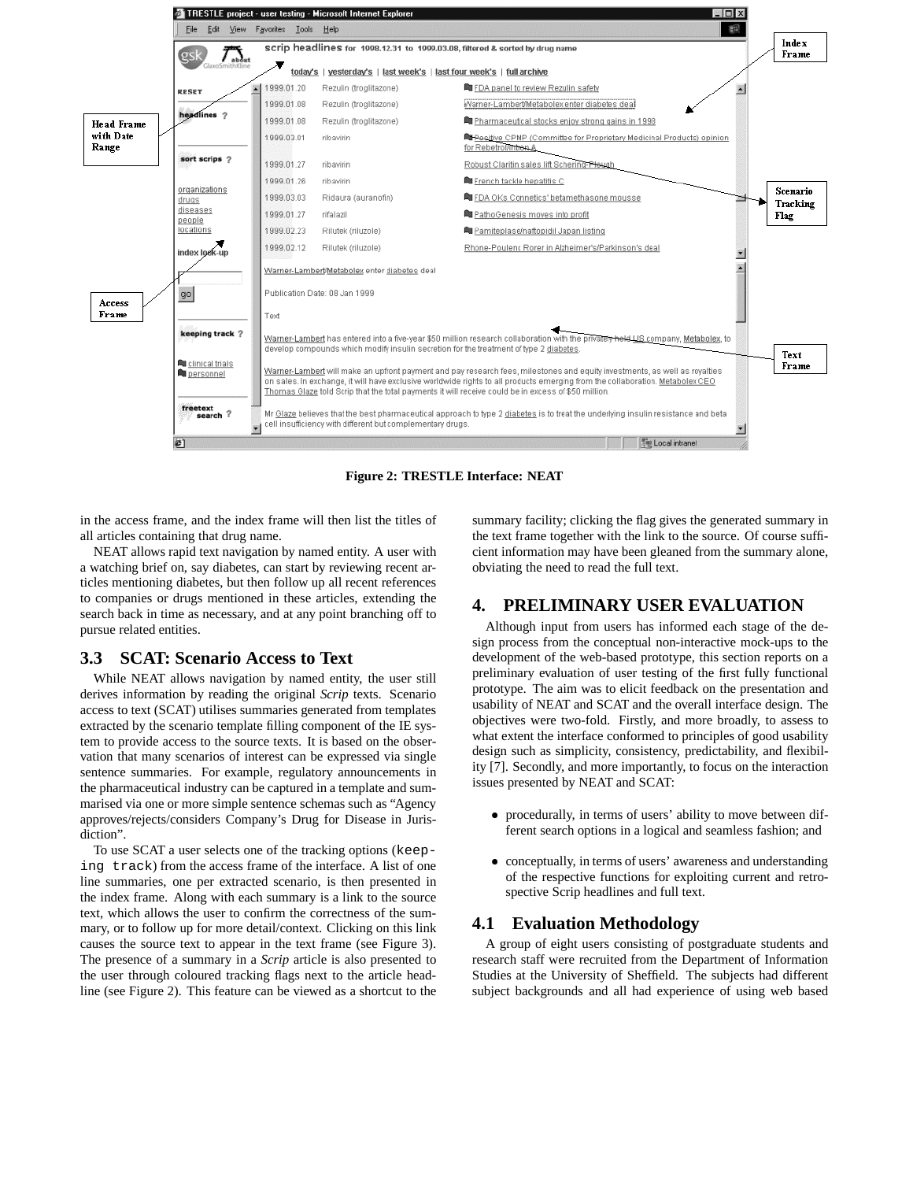**Figure 2: TRESTLE Interface: NEAT**

in the access frame, and the index frame will then list the titles of all articles containing that drug name.

NEAT allows rapid text navigation by named entity. A user with a watching brief on, say diabetes, can start by reviewing recent articles mentioning diabetes, but then follow up all recent references to companies or drugs mentioned in these articles, extending the search back in time as necessary, and at any point branching off to pursue related entities.

## 3.3 SCAT: Scenario Access to Text

While NEAT allows navigation by named entity, the user still derives information by reading the original *Scrip* texts. Scenario access to text (SCAT) utilises summaries generated from templates extracted by the scenario template filling component of the IE system to provide access to the source texts. It is based on the observation that many scenarios of interest can be expressed via single sentence summaries. For example, regulatory announcements in the pharmaceutical industry can be captured in a template and summarised via one or more simple sentence schemas such as "Agency approves/rejects/considers Company's Drug for Disease in Jurisdiction".

To use SCAT a user selects one of the tracking options (`keeping track`) from the access frame of the interface. A list of one line summaries, one per extracted scenario, is then presented in the index frame. Along with each summary is a link to the source text, which allows the user to confirm the correctness of the summary, or to follow up for more detail/context. Clicking on this link causes the source text to appear in the text frame (see Figure 3). The presence of a summary in a *Scrip* article is also presented to the user through coloured tracking flags next to the article headline (see Figure 2). This feature can be viewed as a shortcut to the summary facility; clicking the flag gives the generated summary in the text frame together with the link to the source. Of course sufficient information may have been gleaned from the summary alone, obviating the need to read the full text.

# 4. PRELIMINARY USER EVALUATION

Although input from users has informed each stage of the design process from the conceptual non-interactive mock-ups to the development of the web-based prototype, this section reports on a preliminary evaluation of user testing of the first fully functional prototype. The aim was to elicit feedback on the presentation and usability of NEAT and SCAT and the overall interface design. The objectives were two-fold. Firstly, and more broadly, to assess to what extent the interface conformed to principles of good usability design such as simplicity, consistency, predictability, and flexibility [7]. Secondly, and more importantly, to focus on the interaction issues presented by NEAT and SCAT:

- procedurally, in terms of users' ability to move between different search options in a logical and seamless fashion; and
- conceptually, in terms of users' awareness and understanding of the respective functions for exploiting current and retrospective Scrip headlines and full text.

## 4.1 Evaluation Methodology

A group of eight users consisting of postgraduate students and research staff were recruited from the Department of Information Studies at the University of Sheffield. The subjects had different subject backgrounds and all had experience of using web based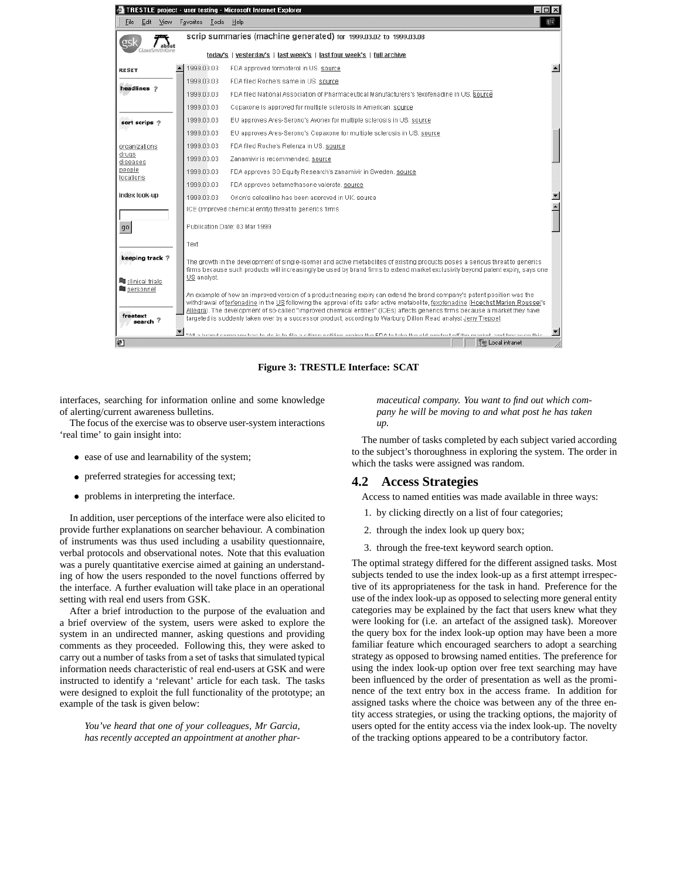Figure 3: TRESTLE Interface: SCAT

interfaces, searching for information online and some knowledge of alerting/current awareness bulletins.

The focus of the exercise was to observe user-system interactions 'real time' to gain insight into:

- ease of use and learnability of the system;
- preferred strategies for accessing text;
- problems in interpreting the interface.

In addition, user perceptions of the interface were also elicited to provide further explanations on searcher behaviour. A combination of instruments was thus used including a usability questionnaire, verbal protocols and observational notes. Note that this evaluation was a purely quantitative exercise aimed at gaining an understanding of how the users responded to the novel functions offerred by the interface. A further evaluation will take place in an operational setting with real end users from GSK.

After a brief introduction to the purpose of the evaluation and a brief overview of the system, users were asked to explore the system in an undirected manner, asking questions and providing comments as they proceeded. Following this, they were asked to carry out a number of tasks from a set of tasks that simulated typical information needs characteristic of real end-users at GSK and were instructed to identify a 'relevant' article for each task. The tasks were designed to exploit the full functionality of the prototype; an example of the task is given below:

> *You've heard that one of your colleagues, Mr Garcia, has recently accepted an appointment at another pharmaceutical company. You want to find out which company he will be moving to and what post he has taken up.*

The number of tasks completed by each subject varied according to the subject's thoroughness in exploring the system. The order in which the tasks were assigned was random.

## 4.2 Access Strategies

Access to named entities was made available in three ways:

1. by clicking directly on a list of four categories;
2. through the index look up query box;
3. through the free-text keyword search option.

The optimal strategy differed for the different assigned tasks. Most subjects tended to use the index look-up as a first attempt irrespective of its appropriateness for the task in hand. Preference for the use of the index look-up as opposed to selecting more general entity categories may be explained by the fact that users knew what they were looking for (i.e. an artefact of the assigned task). Moreover the query box for the index look-up option may have been a more familiar feature which encouraged searchers to adopt a searching strategy as opposed to browsing named entities. The preference for using the index look-up option over free text searching may have been influenced by the order of presentation as well as the prominence of the text entry box in the access frame. In addition for assigned tasks where the choice was between any of the three entity access strategies, or using the tracking options, the majority of users opted for the entity access via the index look-up. The novelty of the tracking options appeared to be a contributory factor.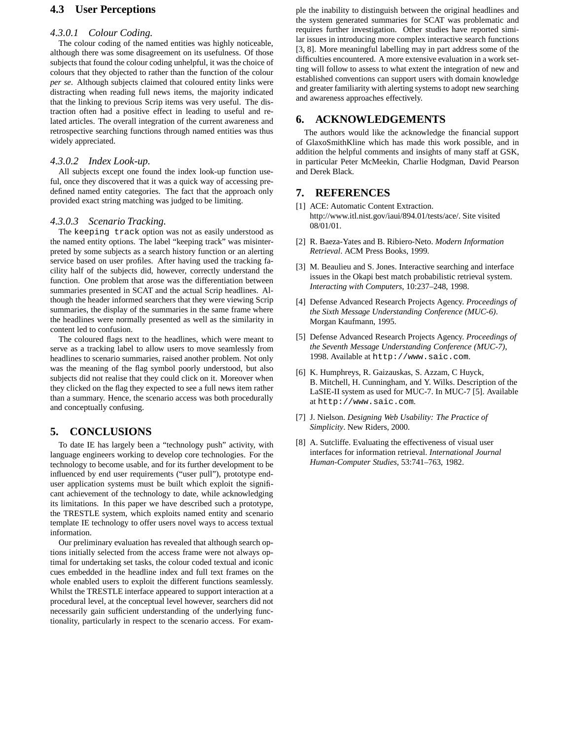## 4.3 User Perceptions

#### 4.3.0.1 *Colour Coding.*

The colour coding of the named entities was highly noticeable, although there was some disagreement on its usefulness. Of those subjects that found the colour coding unhelpful, it was the choice of colours that they objected to rather than the function of the colour *per se*. Although subjects claimed that coloured entity links were distracting when reading full news items, the majority indicated that the linking to previous Scrip items was very useful. The distraction often had a positive effect in leading to useful and related articles. The overall integration of the current awareness and retrospective searching functions through named entities was thus widely appreciated.

#### 4.3.0.2 *Index Look-up.*

All subjects except one found the index look-up function useful, once they discovered that it was a quick way of accessing predefined named entity categories. The fact that the approach only provided exact string matching was judged to be limiting.

#### 4.3.0.3 *Scenario Tracking.*

The `keeping track` option was not as easily understood as the named entity options. The label "keeping track" was misinterpreted by some subjects as a search history function or an alerting service based on user profiles. After having used the tracking facility half of the subjects did, however, correctly understand the function. One problem that arose was the differentiation between summaries presented in SCAT and the actual Scrip headlines. Although the header informed searchers that they were viewing Scrip summaries, the display of the summaries in the same frame where the headlines were normally presented as well as the similarity in content led to confusion.

The coloured flags next to the headlines, which were meant to serve as a tracking label to allow users to move seamlessly from headlines to scenario summaries, raised another problem. Not only was the meaning of the flag symbol poorly understood, but also subjects did not realise that they could click on it. Moreover when they clicked on the flag they expected to see a full news item rather than a summary. Hence, the scenario access was both procedurally and conceptually confusing.

## 5. CONCLUSIONS

To date IE has largely been a "technology push" activity, with language engineers working to develop core technologies. For the technology to become usable, and for its further development to be influenced by end user requirements ("user pull"), prototype end-user application systems must be built which exploit the significant achievement of the technology to date, while acknowledging its limitations. In this paper we have described such a prototype, the TRESTLE system, which exploits named entity and scenario template IE technology to offer users novel ways to access textual information.

Our preliminary evaluation has revealed that although search options initially selected from the access frame were not always optimal for undertaking set tasks, the colour coded textual and iconic cues embedded in the headline index and full text frames on the whole enabled users to exploit the different functions seamlessly. Whilst the TRESTLE interface appeared to support interaction at a procedural level, at the conceptual level however, searchers did not necessarily gain sufficient understanding of the underlying functionality, particularly in respect to the scenario access. For example the inability to distinguish between the original headlines and the system generated summaries for SCAT was problematic and requires further investigation. Other studies have reported similar issues in introducing more complex interactive search functions [3, 8]. More meaningful labelling may in part address some of the difficulties encountered. A more extensive evaluation in a work setting will follow to assess to what extent the integration of new and established conventions can support users with domain knowledge and greater familiarity with alerting systems to adopt new searching and awareness approaches effectively.

## 6. ACKNOWLEDGEMENTS

The authors would like the acknowledge the financial support of GlaxoSmithKline which has made this work possible, and in addition the helpful comments and insights of many staff at GSK, in particular Peter McMeekin, Charlie Hodgman, David Pearson and Derek Black.

## 7. REFERENCES

[1] ACE: Automatic Content Extraction. http://www.itl.nist.gov/iaui/894.01/tests/ace/. Site visited 08/01/01.

[2] R. Baeza-Yates and B. Ribiero-Neto. *Modern Information Retrieval*. ACM Press Books, 1999.

[3] M. Beaulieu and S. Jones. Interactive searching and interface issues in the Okapi best match probabilistic retrieval system. *Interacting with Computers*, 10:237–248, 1998.

[4] Defense Advanced Research Projects Agency. *Proceedings of the Sixth Message Understanding Conference (MUC-6)*. Morgan Kaufmann, 1995.

[5] Defense Advanced Research Projects Agency. *Proceedings of the Seventh Message Understanding Conference (MUC-7)*, 1998. Available at `http://www.saic.com`.

[6] K. Humphreys, R. Gaizauskas, S. Azzam, C Huyck, B. Mitchell, H. Cunningham, and Y. Wilks. Description of the LaSIE-II system as used for MUC-7. In MUC-7 [5]. Available at `http://www.saic.com`.

[7] J. Nielson. *Designing Web Usability: The Practice of Simplicity*. New Riders, 2000.

[8] A. Sutcliffe. Evaluating the effectiveness of visual user interfaces for information retrieval. *International Journal Human-Computer Studies*, 53:741–763, 1982.